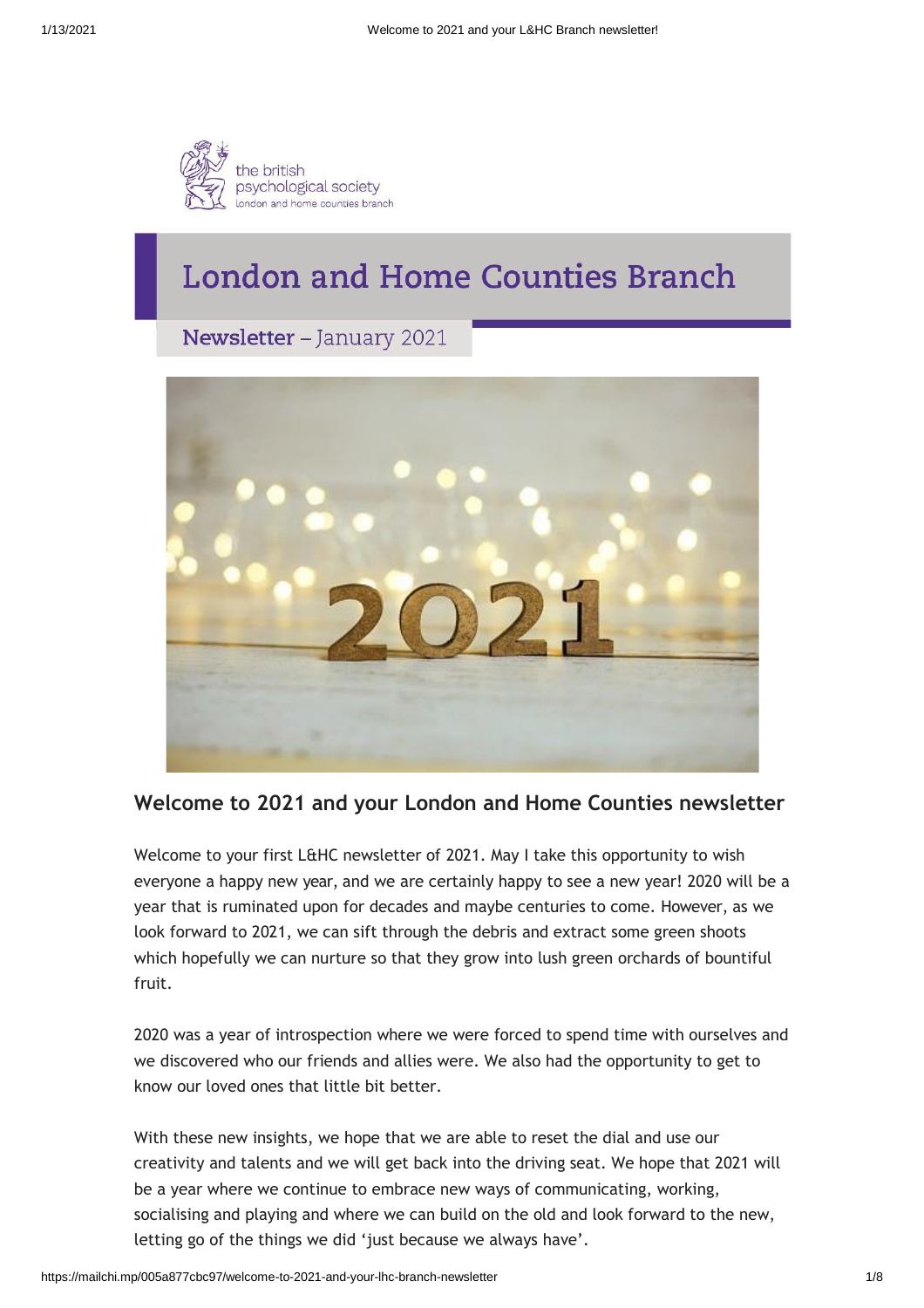the british psychological society
london and home counties branch

# London and Home Counties Branch

Newsletter – January 2021

## Welcome to 2021 and your London and Home Counties newsletter

Welcome to your first L&HC newsletter of 2021. May I take this opportunity to wish everyone a happy new year, and we are certainly happy to see a new year! 2020 will be a year that is ruminated upon for decades and maybe centuries to come. However, as we look forward to 2021, we can sift through the debris and extract some green shoots which hopefully we can nurture so that they grow into lush green orchards of bountiful fruit.

2020 was a year of introspection where we were forced to spend time with ourselves and we discovered who our friends and allies were. We also had the opportunity to get to know our loved ones that little bit better.

With these new insights, we hope that we are able to reset the dial and use our creativity and talents and we will get back into the driving seat. We hope that 2021 will be a year where we continue to embrace new ways of communicating, working, socialising and playing and where we can build on the old and look forward to the new, letting go of the things we did 'just because we always have'.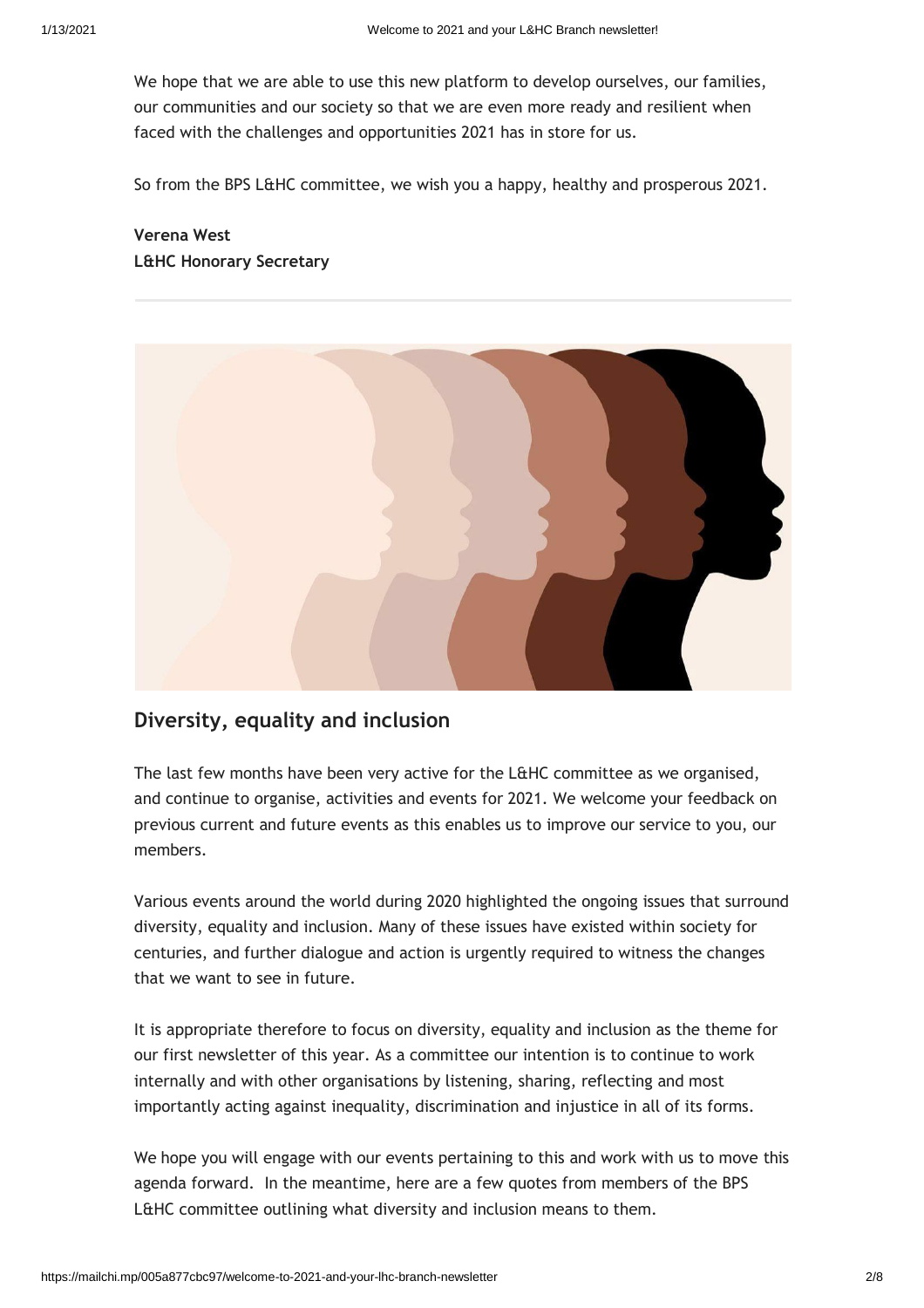We hope that we are able to use this new platform to develop ourselves, our families, our communities and our society so that we are even more ready and resilient when faced with the challenges and opportunities 2021 has in store for us.

So from the BPS L&HC committee, we wish you a happy, healthy and prosperous 2021.

**Verena West**
**L&HC Honorary Secretary**

---

## Diversity, equality and inclusion

The last few months have been very active for the L&HC committee as we organised, and continue to organise, activities and events for 2021. We welcome your feedback on previous current and future events as this enables us to improve our service to you, our members.

Various events around the world during 2020 highlighted the ongoing issues that surround diversity, equality and inclusion. Many of these issues have existed within society for centuries, and further dialogue and action is urgently required to witness the changes that we want to see in future.

It is appropriate therefore to focus on diversity, equality and inclusion as the theme for our first newsletter of this year. As a committee our intention is to continue to work internally and with other organisations by listening, sharing, reflecting and most importantly acting against inequality, discrimination and injustice in all of its forms.

We hope you will engage with our events pertaining to this and work with us to move this agenda forward. In the meantime, here are a few quotes from members of the BPS L&HC committee outlining what diversity and inclusion means to them.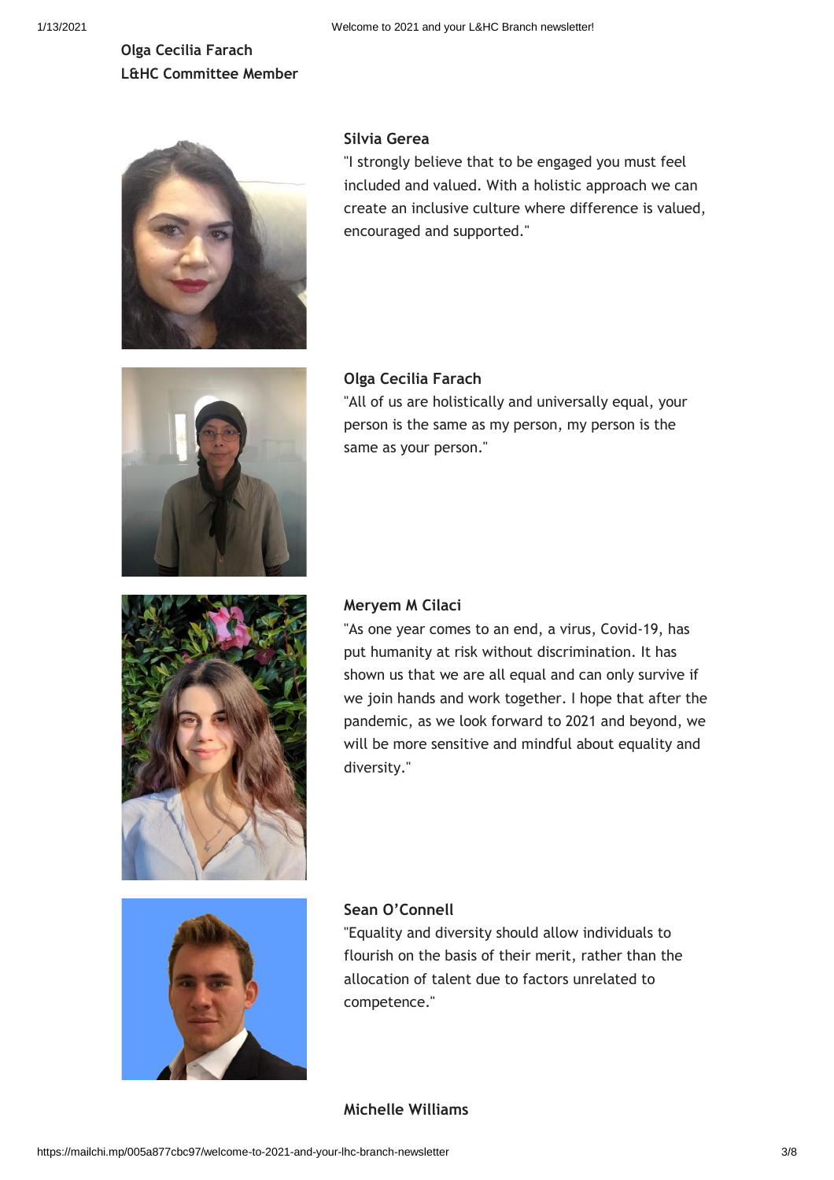**Olga Cecilia Farach**
**L&HC Committee Member**

**Silvia Gerea**
"I strongly believe that to be engaged you must feel included and valued. With a holistic approach we can create an inclusive culture where difference is valued, encouraged and supported."

**Olga Cecilia Farach**
"All of us are holistically and universally equal, your person is the same as my person, my person is the same as your person."

**Meryem M Cilaci**
"As one year comes to an end, a virus, Covid-19, has put humanity at risk without discrimination. It has shown us that we are all equal and can only survive if we join hands and work together. I hope that after the pandemic, as we look forward to 2021 and beyond, we will be more sensitive and mindful about equality and diversity."

**Sean O'Connell**
"Equality and diversity should allow individuals to flourish on the basis of their merit, rather than the allocation of talent due to factors unrelated to competence."

**Michelle Williams**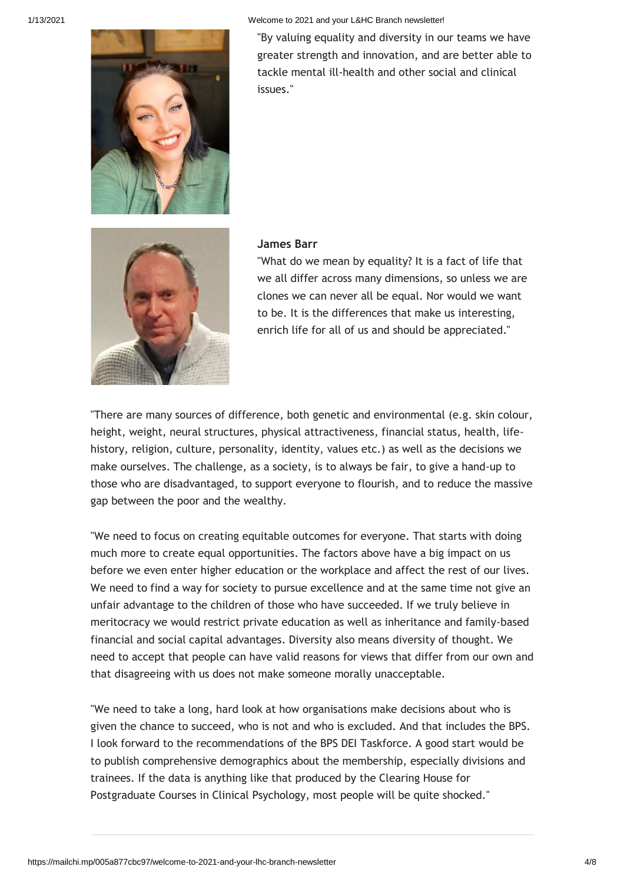"By valuing equality and diversity in our teams we have greater strength and innovation, and are better able to tackle mental ill-health and other social and clinical issues."

**James Barr**

"What do we mean by equality? It is a fact of life that we all differ across many dimensions, so unless we are clones we can never all be equal. Nor would we want to be. It is the differences that make us interesting, enrich life for all of us and should be appreciated."

"There are many sources of difference, both genetic and environmental (e.g. skin colour, height, weight, neural structures, physical attractiveness, financial status, health, life-history, religion, culture, personality, identity, values etc.) as well as the decisions we make ourselves. The challenge, as a society, is to always be fair, to give a hand-up to those who are disadvantaged, to support everyone to flourish, and to reduce the massive gap between the poor and the wealthy.

"We need to focus on creating equitable outcomes for everyone. That starts with doing much more to create equal opportunities. The factors above have a big impact on us before we even enter higher education or the workplace and affect the rest of our lives. We need to find a way for society to pursue excellence and at the same time not give an unfair advantage to the children of those who have succeeded. If we truly believe in meritocracy we would restrict private education as well as inheritance and family-based financial and social capital advantages. Diversity also means diversity of thought. We need to accept that people can have valid reasons for views that differ from our own and that disagreeing with us does not make someone morally unacceptable.

"We need to take a long, hard look at how organisations make decisions about who is given the chance to succeed, who is not and who is excluded. And that includes the BPS. I look forward to the recommendations of the BPS DEI Taskforce. A good start would be to publish comprehensive demographics about the membership, especially divisions and trainees. If the data is anything like that produced by the Clearing House for Postgraduate Courses in Clinical Psychology, most people will be quite shocked."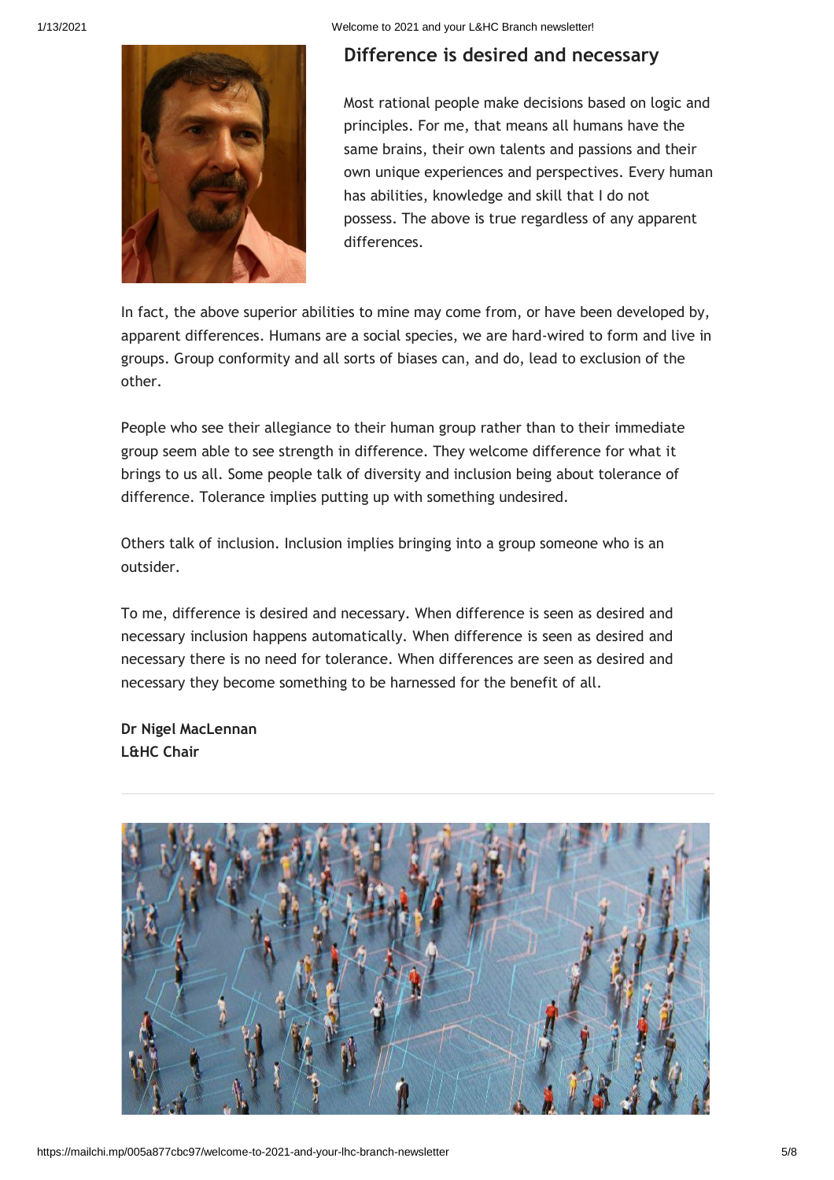## Difference is desired and necessary

Most rational people make decisions based on logic and principles. For me, that means all humans have the same brains, their own talents and passions and their own unique experiences and perspectives. Every human has abilities, knowledge and skill that I do not possess. The above is true regardless of any apparent differences.

In fact, the above superior abilities to mine may come from, or have been developed by, apparent differences. Humans are a social species, we are hard-wired to form and live in groups. Group conformity and all sorts of biases can, and do, lead to exclusion of the other.

People who see their allegiance to their human group rather than to their immediate group seem able to see strength in difference. They welcome difference for what it brings to us all. Some people talk of diversity and inclusion being about tolerance of difference. Tolerance implies putting up with something undesired.

Others talk of inclusion. Inclusion implies bringing into a group someone who is an outsider.

To me, difference is desired and necessary. When difference is seen as desired and necessary inclusion happens automatically. When difference is seen as desired and necessary there is no need for tolerance. When differences are seen as desired and necessary they become something to be harnessed for the benefit of all.

**Dr Nigel MacLennan**
**L&HC Chair**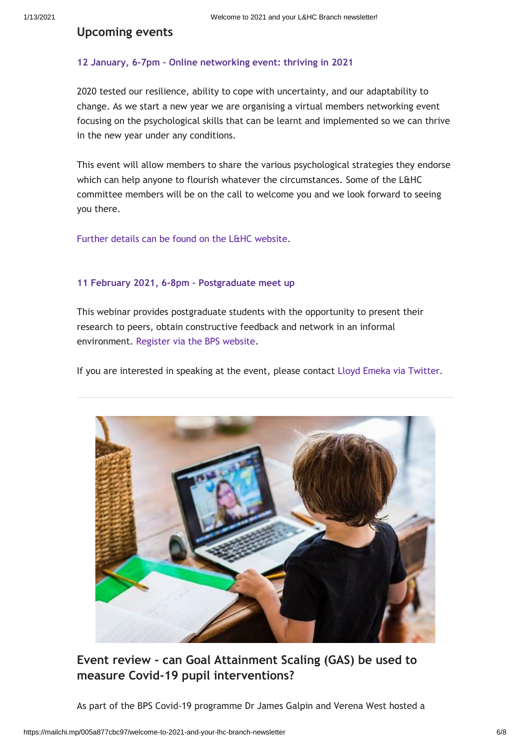## Upcoming events

### 12 January, 6-7pm – Online networking event: thriving in 2021

2020 tested our resilience, ability to cope with uncertainty, and our adaptability to change. As we start a new year we are organising a virtual members networking event focusing on the psychological skills that can be learnt and implemented so we can thrive in the new year under any conditions.

This event will allow members to share the various psychological strategies they endorse which can help anyone to flourish whatever the circumstances. Some of the L&HC committee members will be on the call to welcome you and we look forward to seeing you there.

Further details can be found on the L&HC website.

### 11 February 2021, 6-8pm – Postgraduate meet up

This webinar provides postgraduate students with the opportunity to present their research to peers, obtain constructive feedback and network in an informal environment. Register via the BPS website.

If you are interested in speaking at the event, please contact Lloyd Emeka via Twitter.

---

## Event review - can Goal Attainment Scaling (GAS) be used to measure Covid-19 pupil interventions?

As part of the BPS Covid-19 programme Dr James Galpin and Verena West hosted a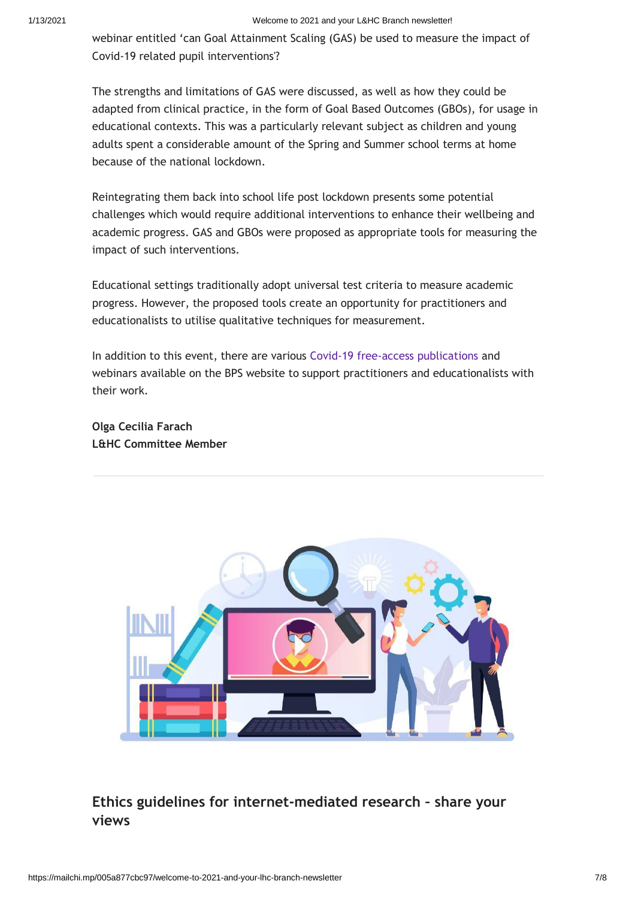webinar entitled 'can Goal Attainment Scaling (GAS) be used to measure the impact of Covid-19 related pupil interventions'?

The strengths and limitations of GAS were discussed, as well as how they could be adapted from clinical practice, in the form of Goal Based Outcomes (GBOs), for usage in educational contexts. This was a particularly relevant subject as children and young adults spent a considerable amount of the Spring and Summer school terms at home because of the national lockdown.

Reintegrating them back into school life post lockdown presents some potential challenges which would require additional interventions to enhance their wellbeing and academic progress. GAS and GBOs were proposed as appropriate tools for measuring the impact of such interventions.

Educational settings traditionally adopt universal test criteria to measure academic progress. However, the proposed tools create an opportunity for practitioners and educationalists to utilise qualitative techniques for measurement.

In addition to this event, there are various Covid-19 free-access publications and webinars available on the BPS website to support practitioners and educationalists with their work.

**Olga Cecilia Farach**
**L&HC Committee Member**

---

## Ethics guidelines for internet-mediated research – share your views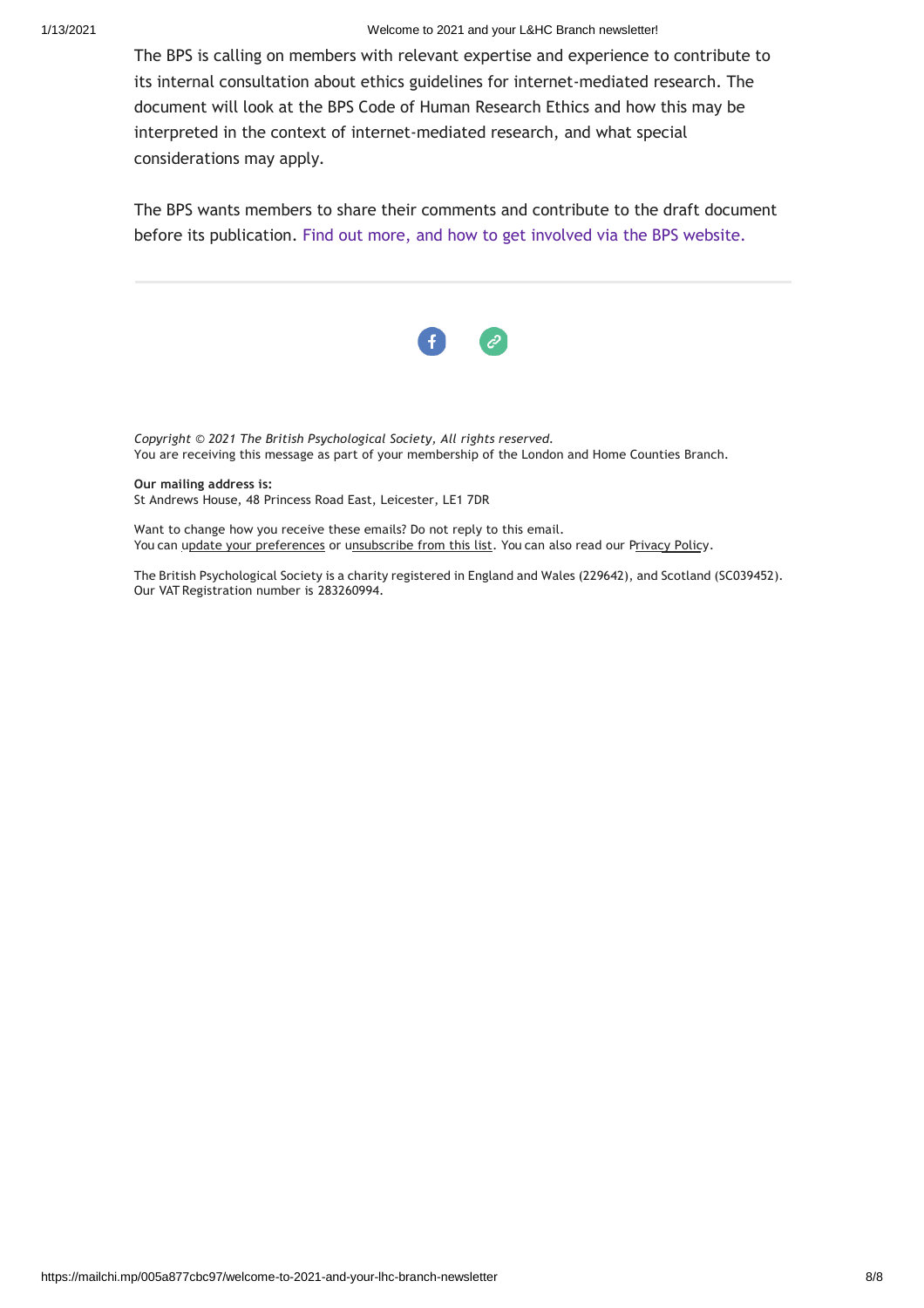The BPS is calling on members with relevant expertise and experience to contribute to its internal consultation about ethics guidelines for internet-mediated research. The document will look at the BPS Code of Human Research Ethics and how this may be interpreted in the context of internet-mediated research, and what special considerations may apply.

The BPS wants members to share their comments and contribute to the draft document before its publication. Find out more, and how to get involved via the BPS website.

---

*Copyright © 2021 The British Psychological Society, All rights reserved.*
You are receiving this message as part of your membership of the London and Home Counties Branch.

**Our mailing address is:**
St Andrews House, 48 Princess Road East, Leicester, LE1 7DR

Want to change how you receive these emails? Do not reply to this email.
You can update your preferences or unsubscribe from this list. You can also read our Privacy Policy.

The British Psychological Society is a charity registered in England and Wales (229642), and Scotland (SC039452).
Our VAT Registration number is 283260994.